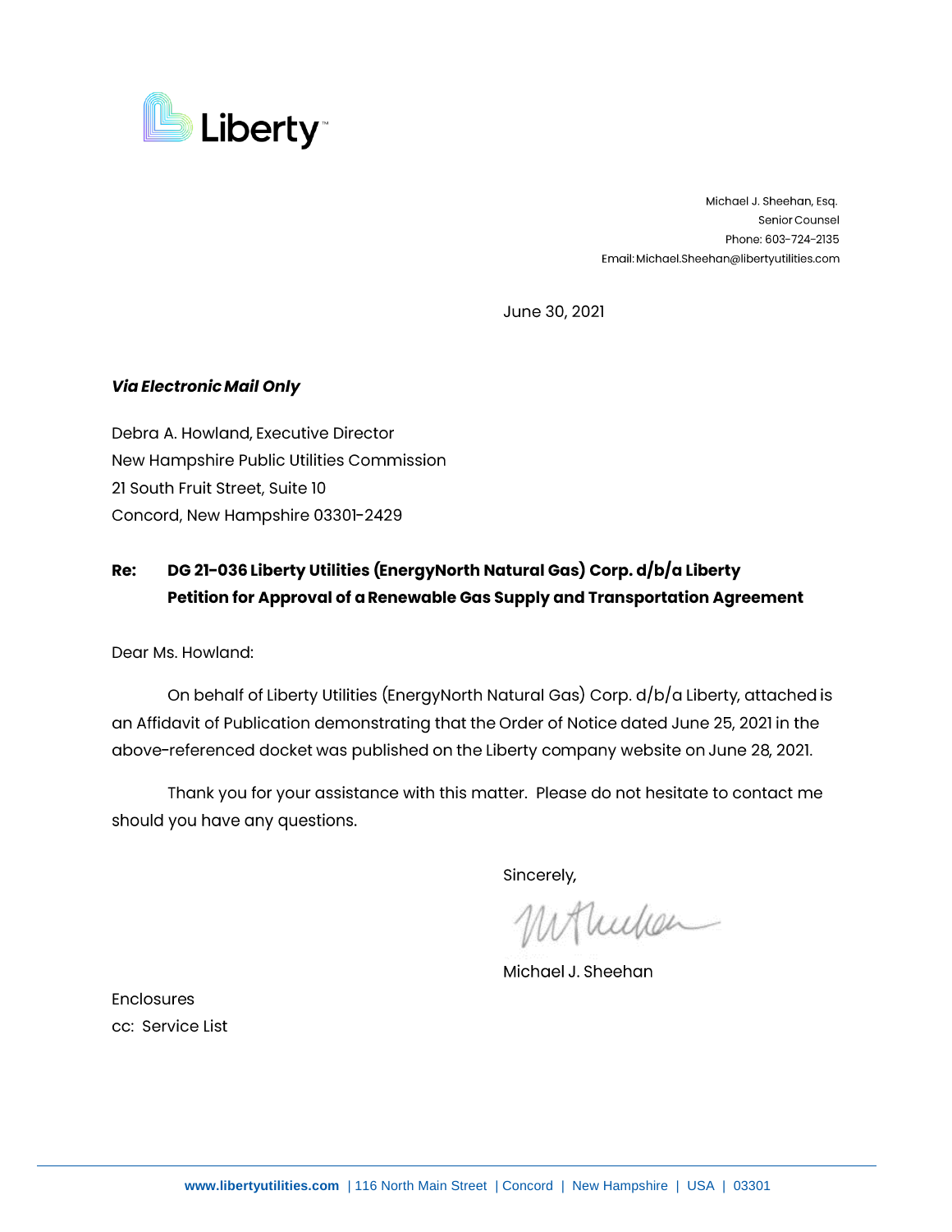Liberty

Michael J. Sheehan, Esq.
Senior Counsel
Phone: 603-724-2135
Email: Michael.Sheehan@libertyutilities.com

June 30, 2021

***Via Electronic Mail Only***

Debra A. Howland, Executive Director
New Hampshire Public Utilities Commission
21 South Fruit Street, Suite 10
Concord, New Hampshire 03301-2429

**Re: DG 21-036 Liberty Utilities (EnergyNorth Natural Gas) Corp. d/b/a Liberty Petition for Approval of a Renewable Gas Supply and Transportation Agreement**

Dear Ms. Howland:

On behalf of Liberty Utilities (EnergyNorth Natural Gas) Corp. d/b/a Liberty, attached is an Affidavit of Publication demonstrating that the Order of Notice dated June 25, 2021 in the above-referenced docket was published on the Liberty company website on June 28, 2021.

Thank you for your assistance with this matter. Please do not hesitate to contact me should you have any questions.

Sincerely,

Michael J. Sheehan

Enclosures
cc: Service List

www.libertyutilities.com | 116 North Main Street | Concord | New Hampshire | USA | 03301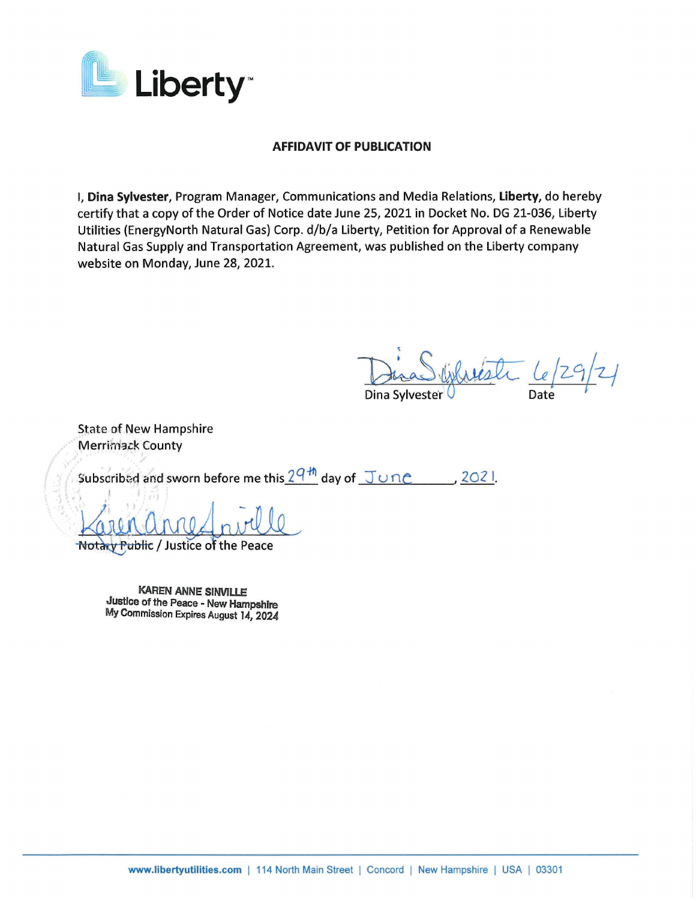Liberty™

**AFFIDAVIT OF PUBLICATION**

I, **Dina Sylvester**, Program Manager, Communications and Media Relations, **Liberty**, do hereby certify that a copy of the Order of Notice date June 25, 2021 in Docket No. DG 21-036, Liberty Utilities (EnergyNorth Natural Gas) Corp. d/b/a Liberty, Petition for Approval of a Renewable Natural Gas Supply and Transportation Agreement, was published on the Liberty company website on Monday, June 28, 2021.

Dina Sylvester 6/29/21

Dina Sylvester Date

State of New Hampshire
Merrimack County

Subscribed and sworn before me this 29th day of June, 2021.

Karen Anne Sinville

~~Notary Public~~ / Justice of the Peace

KAREN ANNE SINVILLE
Justice of the Peace - New Hampshire
My Commission Expires August 14, 2024

www.libertyutilities.com | 114 North Main Street | Concord | New Hampshire | USA | 03301